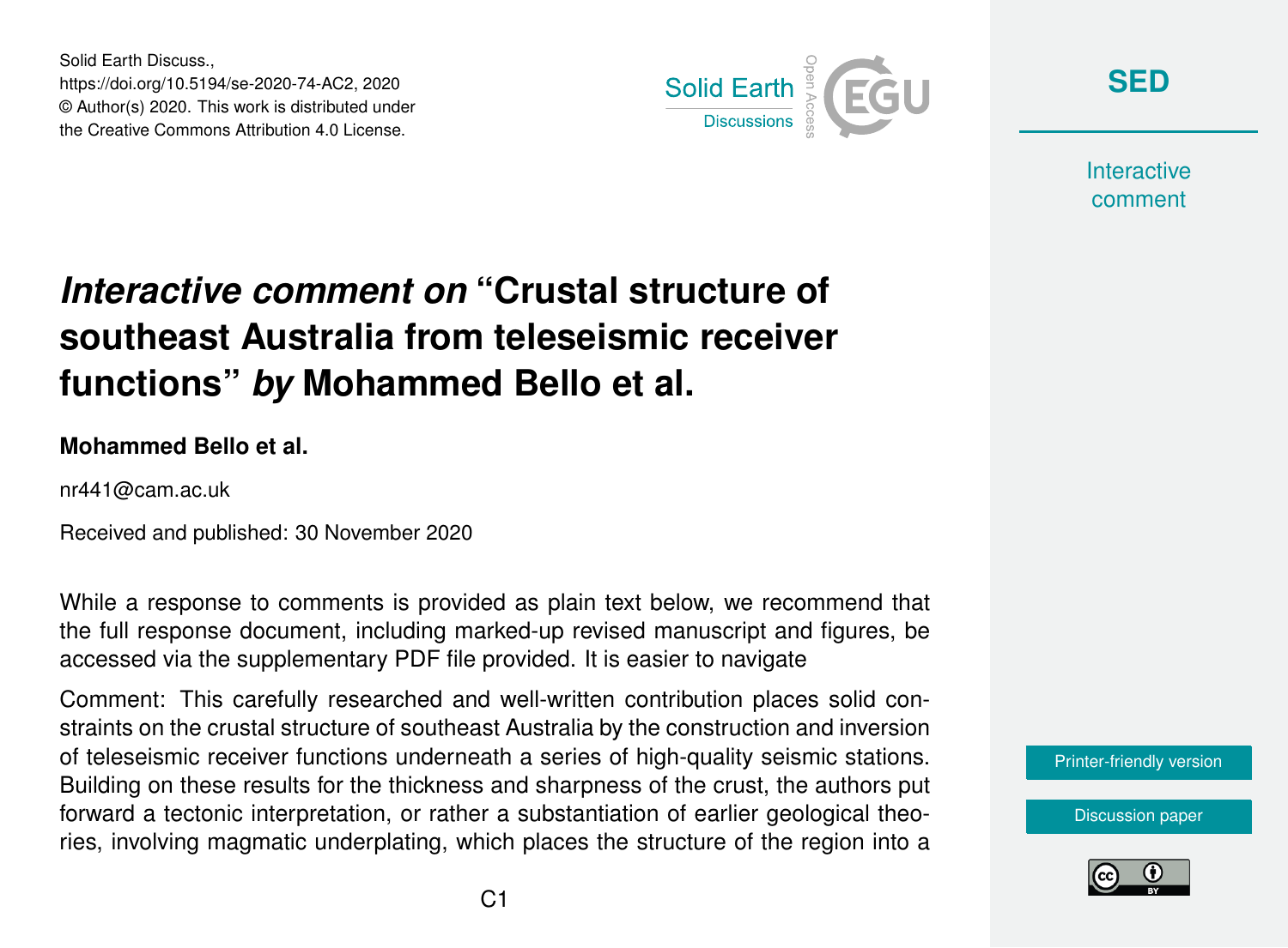# *Interactive comment on* "Crustal structure of southeast Australia from teleseismic receiver functions" *by* Mohammed Bello et al.

**Mohammed Bello et al.**

nr441@cam.ac.uk

Received and published: 30 November 2020

While a response to comments is provided as plain text below, we recommend that the full response document, including marked-up revised manuscript and figures, be accessed via the supplementary PDF file provided. It is easier to navigate

Comment: This carefully researched and well-written contribution places solid constraints on the crustal structure of southeast Australia by the construction and inversion of teleseismic receiver functions underneath a series of high-quality seismic stations. Building on these results for the thickness and sharpness of the crust, the authors put forward a tectonic interpretation, or rather a substantiation of earlier geological theories, involving magmatic underplating, which places the structure of the region into a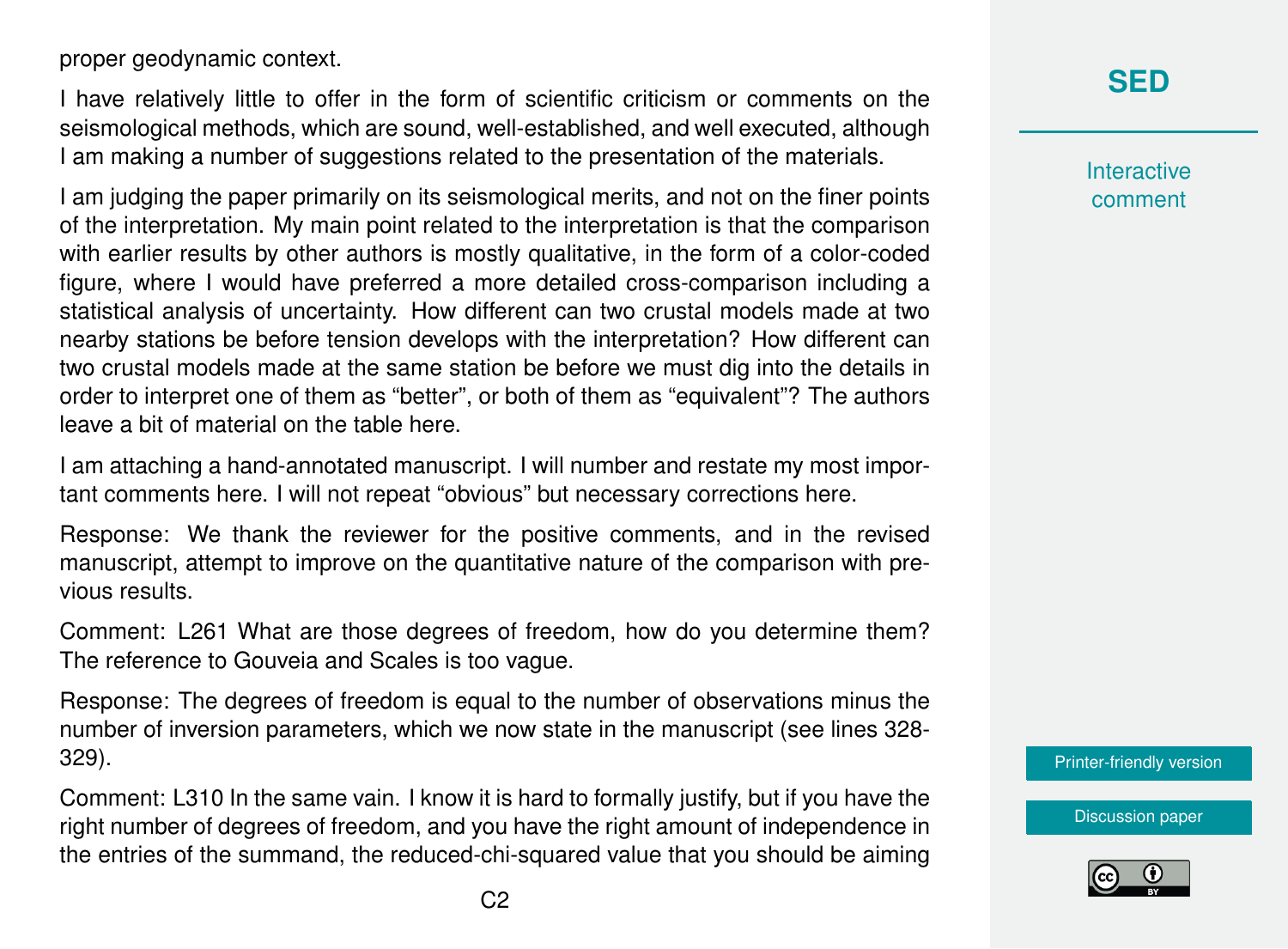proper geodynamic context.

I have relatively little to offer in the form of scientific criticism or comments on the seismological methods, which are sound, well-established, and well executed, although I am making a number of suggestions related to the presentation of the materials.

I am judging the paper primarily on its seismological merits, and not on the finer points of the interpretation. My main point related to the interpretation is that the comparison with earlier results by other authors is mostly qualitative, in the form of a color-coded figure, where I would have preferred a more detailed cross-comparison including a statistical analysis of uncertainty. How different can two crustal models made at two nearby stations be before tension develops with the interpretation? How different can two crustal models made at the same station be before we must dig into the details in order to interpret one of them as "better", or both of them as "equivalent"? The authors leave a bit of material on the table here.

I am attaching a hand-annotated manuscript. I will number and restate my most important comments here. I will not repeat "obvious" but necessary corrections here.

Response: We thank the reviewer for the positive comments, and in the revised manuscript, attempt to improve on the quantitative nature of the comparison with previous results.

Comment: L261 What are those degrees of freedom, how do you determine them? The reference to Gouveia and Scales is too vague.

Response: The degrees of freedom is equal to the number of observations minus the number of inversion parameters, which we now state in the manuscript (see lines 328-329).

Comment: L310 In the same vain. I know it is hard to formally justify, but if you have the right number of degrees of freedom, and you have the right amount of independence in the entries of the summand, the reduced-chi-squared value that you should be aiming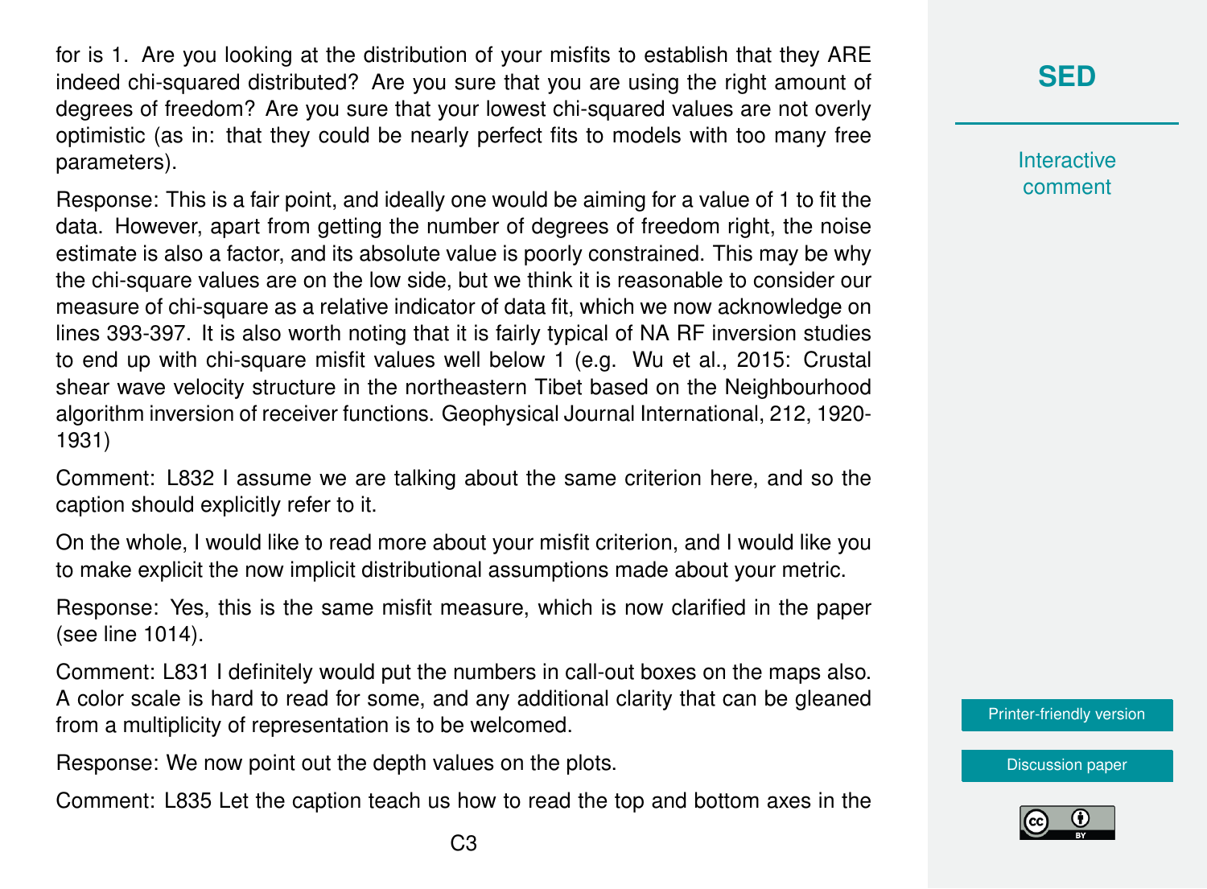for is 1. Are you looking at the distribution of your misfits to establish that they ARE indeed chi-squared distributed? Are you sure that you are using the right amount of degrees of freedom? Are you sure that your lowest chi-squared values are not overly optimistic (as in: that they could be nearly perfect fits to models with too many free parameters).

Response: This is a fair point, and ideally one would be aiming for a value of 1 to fit the data. However, apart from getting the number of degrees of freedom right, the noise estimate is also a factor, and its absolute value is poorly constrained. This may be why the chi-square values are on the low side, but we think it is reasonable to consider our measure of chi-square as a relative indicator of data fit, which we now acknowledge on lines 393-397. It is also worth noting that it is fairly typical of NA RF inversion studies to end up with chi-square misfit values well below 1 (e.g. Wu et al., 2015: Crustal shear wave velocity structure in the northeastern Tibet based on the Neighbourhood algorithm inversion of receiver functions. Geophysical Journal International, 212, 1920-1931)

Comment: L832 I assume we are talking about the same criterion here, and so the caption should explicitly refer to it.

On the whole, I would like to read more about your misfit criterion, and I would like you to make explicit the now implicit distributional assumptions made about your metric.

Response: Yes, this is the same misfit measure, which is now clarified in the paper (see line 1014).

Comment: L831 I definitely would put the numbers in call-out boxes on the maps also. A color scale is hard to read for some, and any additional clarity that can be gleaned from a multiplicity of representation is to be welcomed.

Response: We now point out the depth values on the plots.

Comment: L835 Let the caption teach us how to read the top and bottom axes in the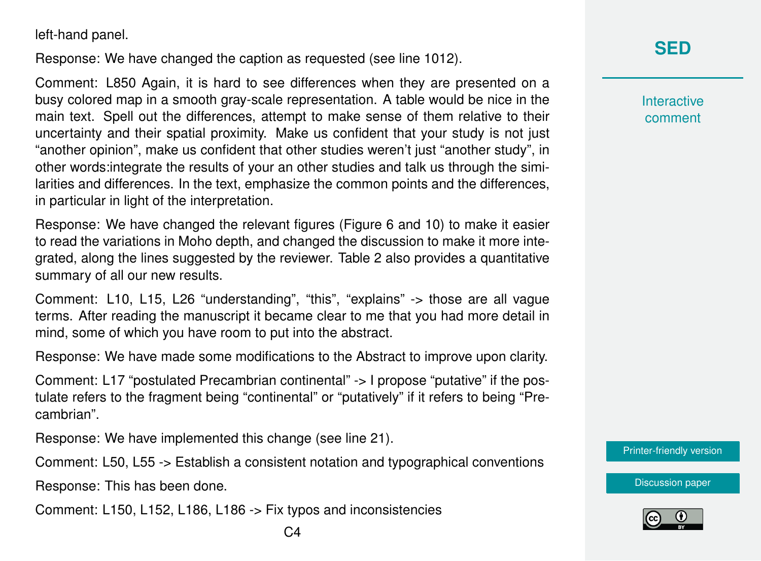left-hand panel.

Response: We have changed the caption as requested (see line 1012).

Comment: L850 Again, it is hard to see differences when they are presented on a busy colored map in a smooth gray-scale representation. A table would be nice in the main text. Spell out the differences, attempt to make sense of them relative to their uncertainty and their spatial proximity. Make us confident that your study is not just “another opinion”, make us confident that other studies weren’t just “another study”, in other words:integrate the results of your an other studies and talk us through the similarities and differences. In the text, emphasize the common points and the differences, in particular in light of the interpretation.

Response: We have changed the relevant figures (Figure 6 and 10) to make it easier to read the variations in Moho depth, and changed the discussion to make it more integrated, along the lines suggested by the reviewer. Table 2 also provides a quantitative summary of all our new results.

Comment: L10, L15, L26 “understanding”, “this”, “explains” -> those are all vague terms. After reading the manuscript it became clear to me that you had more detail in mind, some of which you have room to put into the abstract.

Response: We have made some modifications to the Abstract to improve upon clarity.

Comment: L17 “postulated Precambrian continental” -> I propose “putative” if the postulate refers to the fragment being “continental” or “putatively” if it refers to being “Precambrian”.

Response: We have implemented this change (see line 21).

Comment: L50, L55 -> Establish a consistent notation and typographical conventions

Response: This has been done.

Comment: L150, L152, L186, L186 -> Fix typos and inconsistencies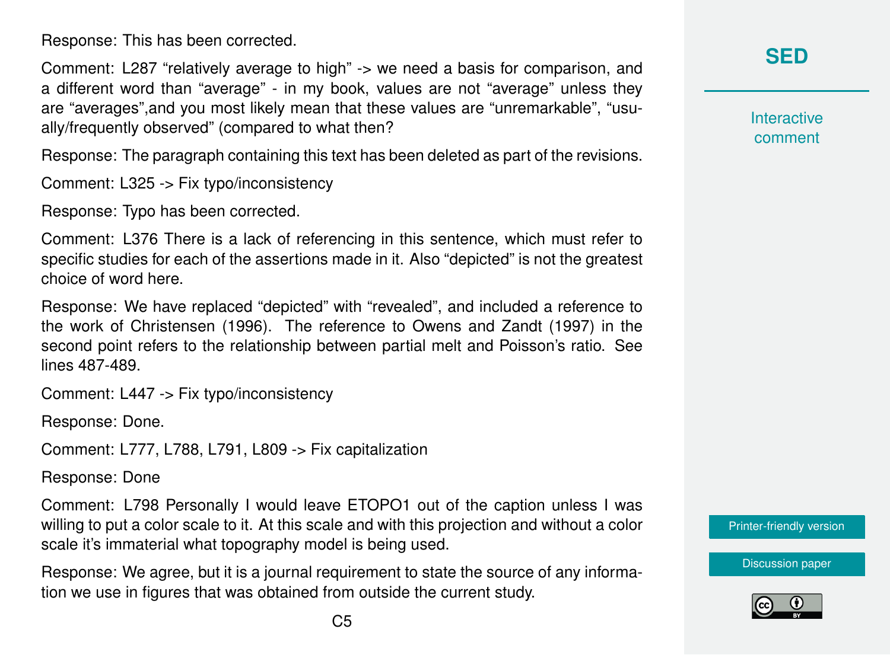Response: This has been corrected.

Comment: L287 "relatively average to high" -> we need a basis for comparison, and a different word than "average" - in my book, values are not "average" unless they are "averages",and you most likely mean that these values are "unremarkable", "usually/frequently observed" (compared to what then?

Response: The paragraph containing this text has been deleted as part of the revisions.

Comment: L325 -> Fix typo/inconsistency

Response: Typo has been corrected.

Comment: L376 There is a lack of referencing in this sentence, which must refer to specific studies for each of the assertions made in it. Also "depicted" is not the greatest choice of word here.

Response: We have replaced "depicted" with "revealed", and included a reference to the work of Christensen (1996). The reference to Owens and Zandt (1997) in the second point refers to the relationship between partial melt and Poisson's ratio. See lines 487-489.

Comment: L447 -> Fix typo/inconsistency

Response: Done.

Comment: L777, L788, L791, L809 -> Fix capitalization

Response: Done

Comment: L798 Personally I would leave ETOPO1 out of the caption unless I was willing to put a color scale to it. At this scale and with this projection and without a color scale it's immaterial what topography model is being used.

Response: We agree, but it is a journal requirement to state the source of any information we use in figures that was obtained from outside the current study.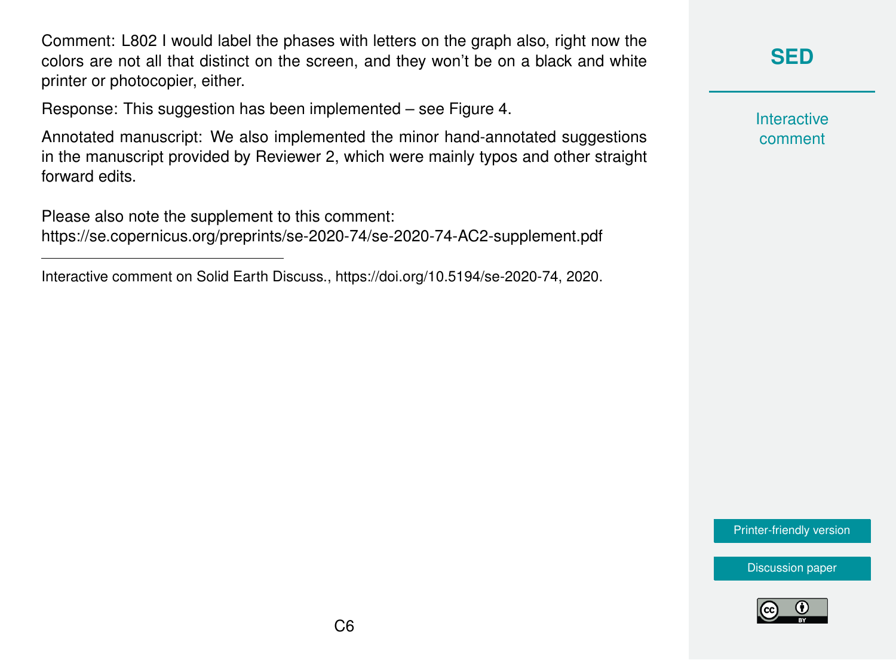Comment: L802 I would label the phases with letters on the graph also, right now the colors are not all that distinct on the screen, and they won't be on a black and white printer or photocopier, either.

Response: This suggestion has been implemented – see Figure 4.

Annotated manuscript: We also implemented the minor hand-annotated suggestions in the manuscript provided by Reviewer 2, which were mainly typos and other straight forward edits.

Please also note the supplement to this comment:
https://se.copernicus.org/preprints/se-2020-74/se-2020-74-AC2-supplement.pdf

---

Interactive comment on Solid Earth Discuss., https://doi.org/10.5194/se-2020-74, 2020.